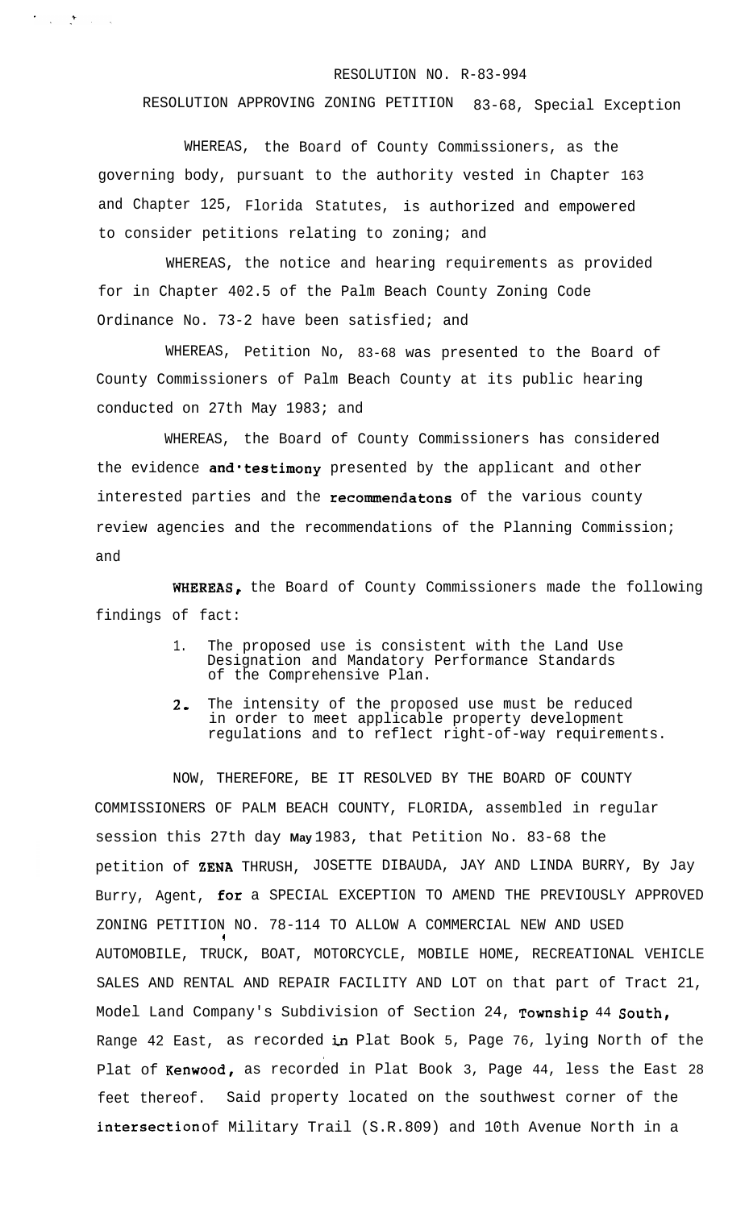RESOLUTION NO. R-83-994

RESOLUTION APPROVING ZONING PETITION 83-68, Special Exception

WHEREAS, the Board of County Commissioners, as the governing body, pursuant to the authority vested in Chapter 163 and Chapter 125, Florida Statutes, is authorized and empowered to consider petitions relating to zoning; and

WHEREAS, the notice and hearing requirements as provided for in Chapter 402.5 of the Palm Beach County Zoning Code Ordinance No. 73-2 have been satisfied; and

WHEREAS, Petition No, 83-68 was presented to the Board of County Commissioners of Palm Beach County at its public hearing conducted on 27th May 1983; and

WHEREAS, the Board of County Commissioners has considered the evidence and testimony presented by the applicant and other interested parties and the recommendatons of the various county review agencies and the recommendations of the Planning Commission; and

WHEREAS, the Board of County Commissioners made the following findings of fact:

1. The proposed use is consistent with the Land Use Designation and Mandatory Performance Standards of the Comprehensive Plan.
2. The intensity of the proposed use must be reduced in order to meet applicable property development regulations and to reflect right-of-way requirements.

NOW, THEREFORE, BE IT RESOLVED BY THE BOARD OF COUNTY COMMISSIONERS OF PALM BEACH COUNTY, FLORIDA, assembled in regular session this 27th day May 1983, that Petition No. 83-68 the petition of ZENA THRUSH, JOSETTE DIBAUDA, JAY AND LINDA BURRY, By Jay Burry, Agent, for a SPECIAL EXCEPTION TO AMEND THE PREVIOUSLY APPROVED ZONING PETITION NO. 78-114 TO ALLOW A COMMERCIAL NEW AND USED AUTOMOBILE, TRUCK, BOAT, MOTORCYCLE, MOBILE HOME, RECREATIONAL VEHICLE SALES AND RENTAL AND REPAIR FACILITY AND LOT on that part of Tract 21, Model Land Company's Subdivision of Section 24, Township 44 South, Range 42 East, as recorded in Plat Book 5, Page 76, lying North of the Plat of Kenwood, as recorded in Plat Book 3, Page 44, less the East 28 feet thereof. Said property located on the southwest corner of the intersection of Military Trail (S.R.809) and 10th Avenue North in a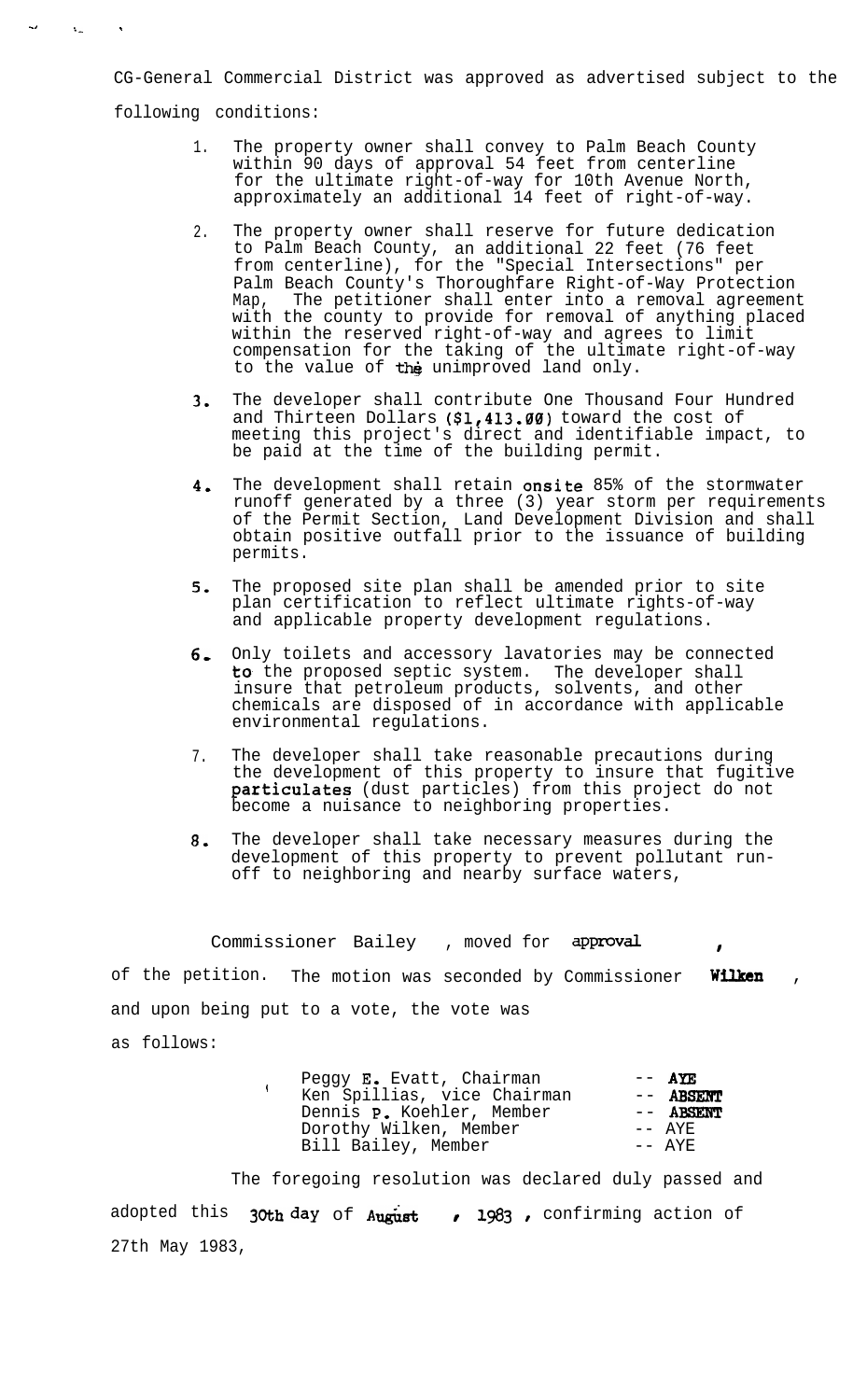CG-General Commercial District was approved as advertised subject to the following conditions:

1. The property owner shall convey to Palm Beach County within 90 days of approval 54 feet from centerline for the ultimate right-of-way for 10th Avenue North, approximately an additional 14 feet of right-of-way.

2. The property owner shall reserve for future dedication to Palm Beach County, an additional 22 feet (76 feet from centerline), for the "Special Intersections" per Palm Beach County's Thoroughfare Right-of-Way Protection Map, The petitioner shall enter into a removal agreement with the county to provide for removal of anything placed within the reserved right-of-way and agrees to limit compensation for the taking of the ultimate right-of-way to the value of the unimproved land only.

3. The developer shall contribute One Thousand Four Hundred and Thirteen Dollars ($1,413.00) toward the cost of meeting this project's direct and identifiable impact, to be paid at the time of the building permit.

4. The development shall retain onsite 85% of the stormwater runoff generated by a three (3) year storm per requirements of the Permit Section, Land Development Division and shall obtain positive outfall prior to the issuance of building permits.

5. The proposed site plan shall be amended prior to site plan certification to reflect ultimate rights-of-way and applicable property development regulations.

6. Only toilets and accessory lavatories may be connected to the proposed septic system. The developer shall insure that petroleum products, solvents, and other chemicals are disposed of in accordance with applicable environmental regulations.

7. The developer shall take reasonable precautions during the development of this property to insure that fugitive particulates (dust particles) from this project do not become a nuisance to neighboring properties.

8. The developer shall take necessary measures during the development of this property to prevent pollutant run-off to neighboring and nearby surface waters,

Commissioner Bailey , moved for approval , of the petition. The motion was seconded by Commissioner Wilken , and upon being put to a vote, the vote was as follows:

| | |
|---|---|
| Peggy E. Evatt, Chairman | -- AYE |
| Ken Spillias, vice Chairman | -- ABSENT |
| Dennis P. Koehler, Member | -- ABSENT |
| Dorothy Wilken, Member | -- AYE |
| Bill Bailey, Member | -- AYE |

The foregoing resolution was declared duly passed and adopted this 30th day of August , 1983 , confirming action of 27th May 1983,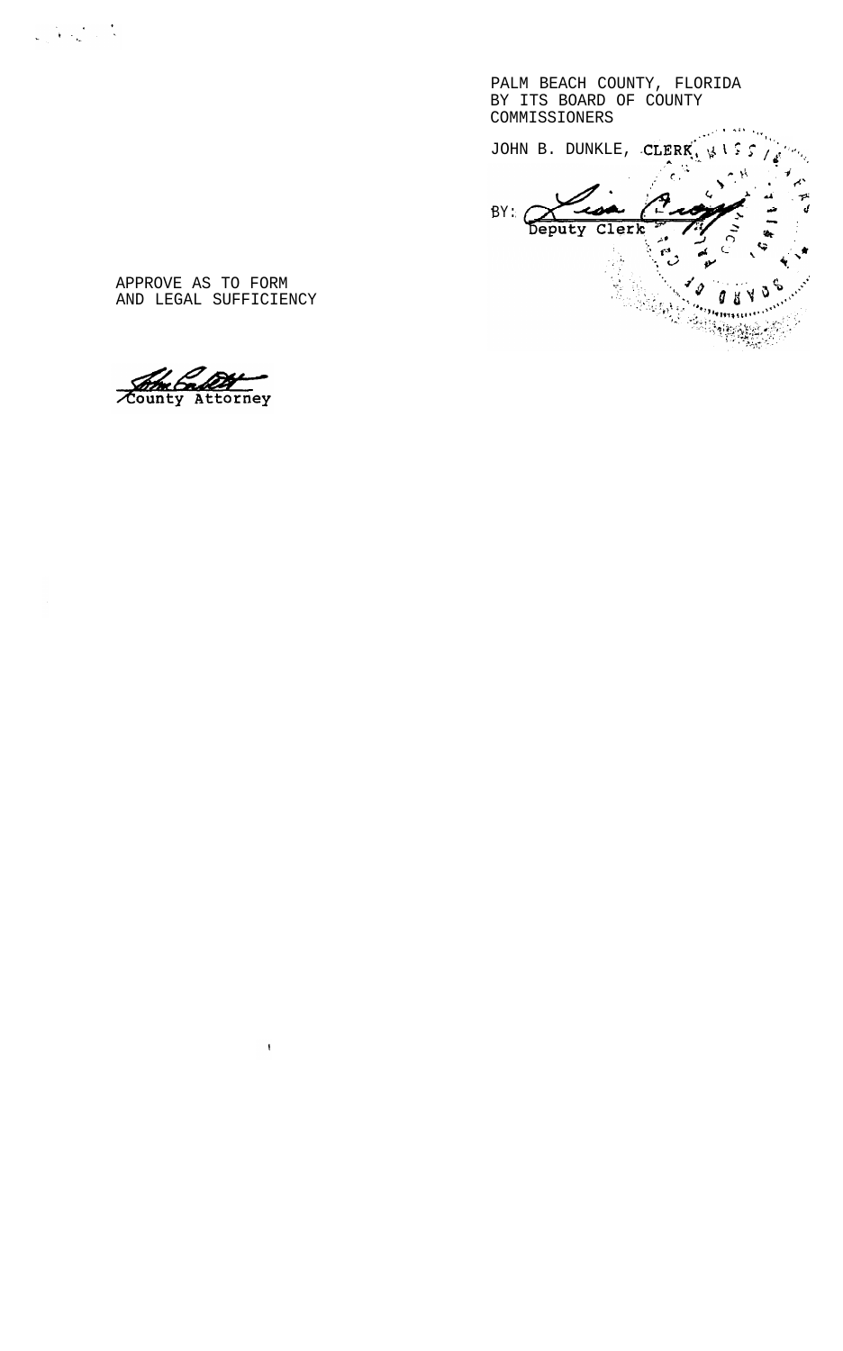PALM BEACH COUNTY, FLORIDA
BY ITS BOARD OF COUNTY
COMMISSIONERS

JOHN B. DUNKLE, CLERK

BY: ____________________
Deputy Clerk

APPROVE AS TO FORM
AND LEGAL SUFFICIENCY

____________________
County Attorney